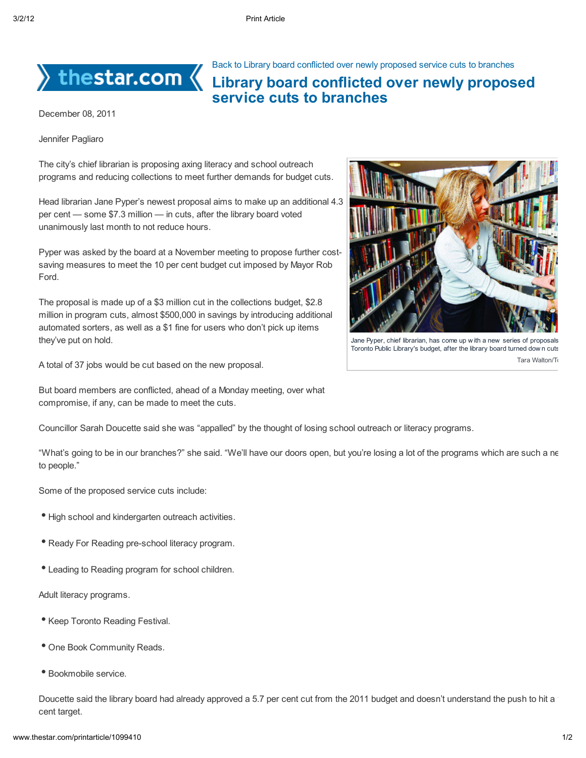Back to Library board conflicted over newly proposed service cuts to branches

# Library board conflicted over newly proposed service cuts to branches

December 08, 2011

Jennifer Pagliaro

The city's chief librarian is proposing axing literacy and school outreach programs and reducing collections to meet further demands for budget cuts.

Head librarian Jane Pyper's newest proposal aims to make up an additional 4.3 per cent — some $7.3 million — in cuts, after the library board voted unanimously last month to not reduce hours.

Pyper was asked by the board at a November meeting to propose further cost-saving measures to meet the 10 per cent budget cut imposed by Mayor Rob Ford.

The proposal is made up of a $3 million cut in the collections budget, $2.8 million in program cuts, almost $500,000 in savings by introducing additional automated sorters, as well as a $1 fine for users who don't pick up items they've put on hold.

Jane Pyper, chief librarian, has come up with a new series of proposals Toronto Public Library's budget, after the library board turned down cuts

Tara Walton/T

A total of 37 jobs would be cut based on the new proposal.

But board members are conflicted, ahead of a Monday meeting, over what compromise, if any, can be made to meet the cuts.

Councillor Sarah Doucette said she was "appalled" by the thought of losing school outreach or literacy programs.

"What's going to be in our branches?" she said. "We'll have our doors open, but you're losing a lot of the programs which are such a ne to people."

Some of the proposed service cuts include:

- High school and kindergarten outreach activities.
- Ready For Reading pre-school literacy program.
- Leading to Reading program for school children.

Adult literacy programs.

- Keep Toronto Reading Festival.
- One Book Community Reads.
- Bookmobile service.

Doucette said the library board had already approved a 5.7 per cent cut from the 2011 budget and doesn't understand the push to hit a cent target.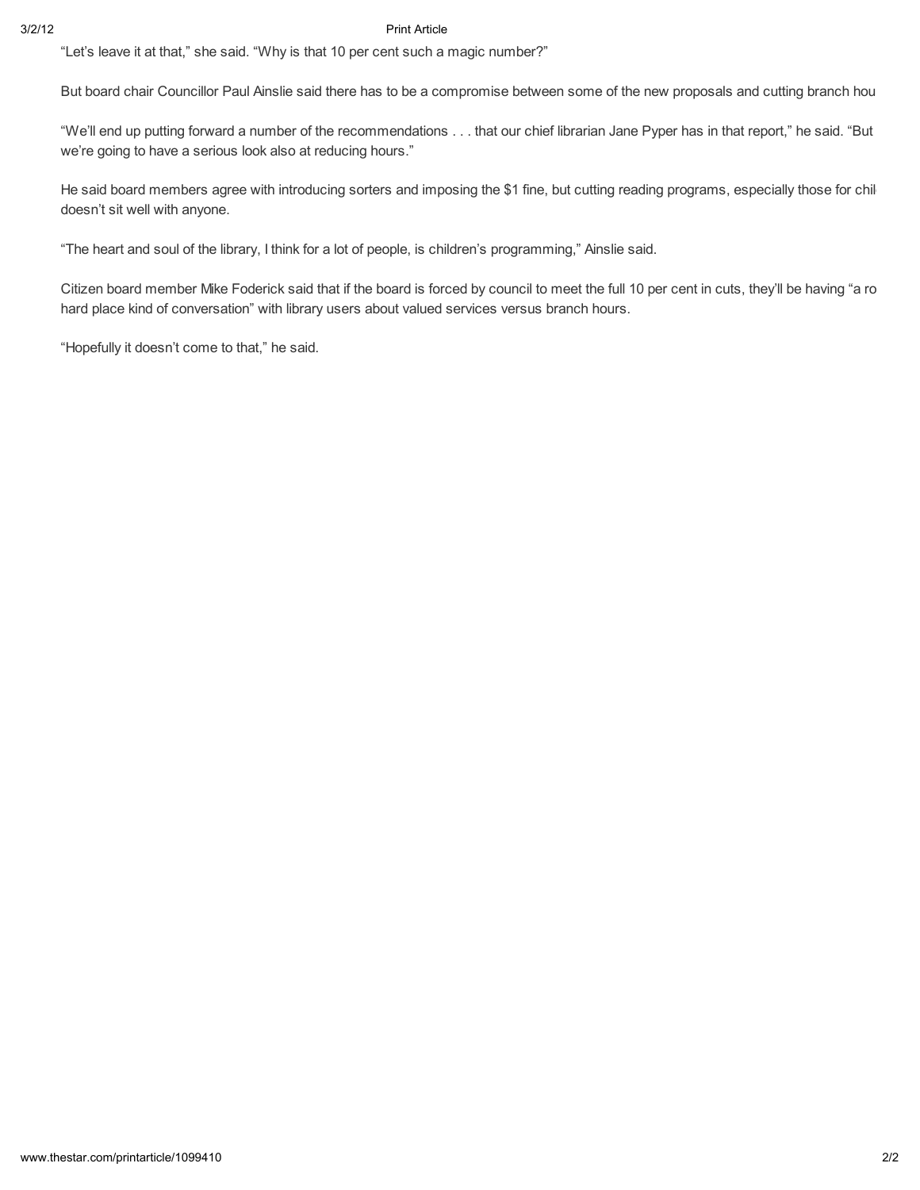"Let's leave it at that," she said. "Why is that 10 per cent such a magic number?"

But board chair Councillor Paul Ainslie said there has to be a compromise between some of the new proposals and cutting branch hou

"We'll end up putting forward a number of the recommendations . . . that our chief librarian Jane Pyper has in that report," he said. "But we're going to have a serious look also at reducing hours."

He said board members agree with introducing sorters and imposing the $1 fine, but cutting reading programs, especially those for chil doesn't sit well with anyone.

"The heart and soul of the library, I think for a lot of people, is children's programming," Ainslie said.

Citizen board member Mike Foderick said that if the board is forced by council to meet the full 10 per cent in cuts, they'll be having "a ro hard place kind of conversation" with library users about valued services versus branch hours.

"Hopefully it doesn't come to that," he said.